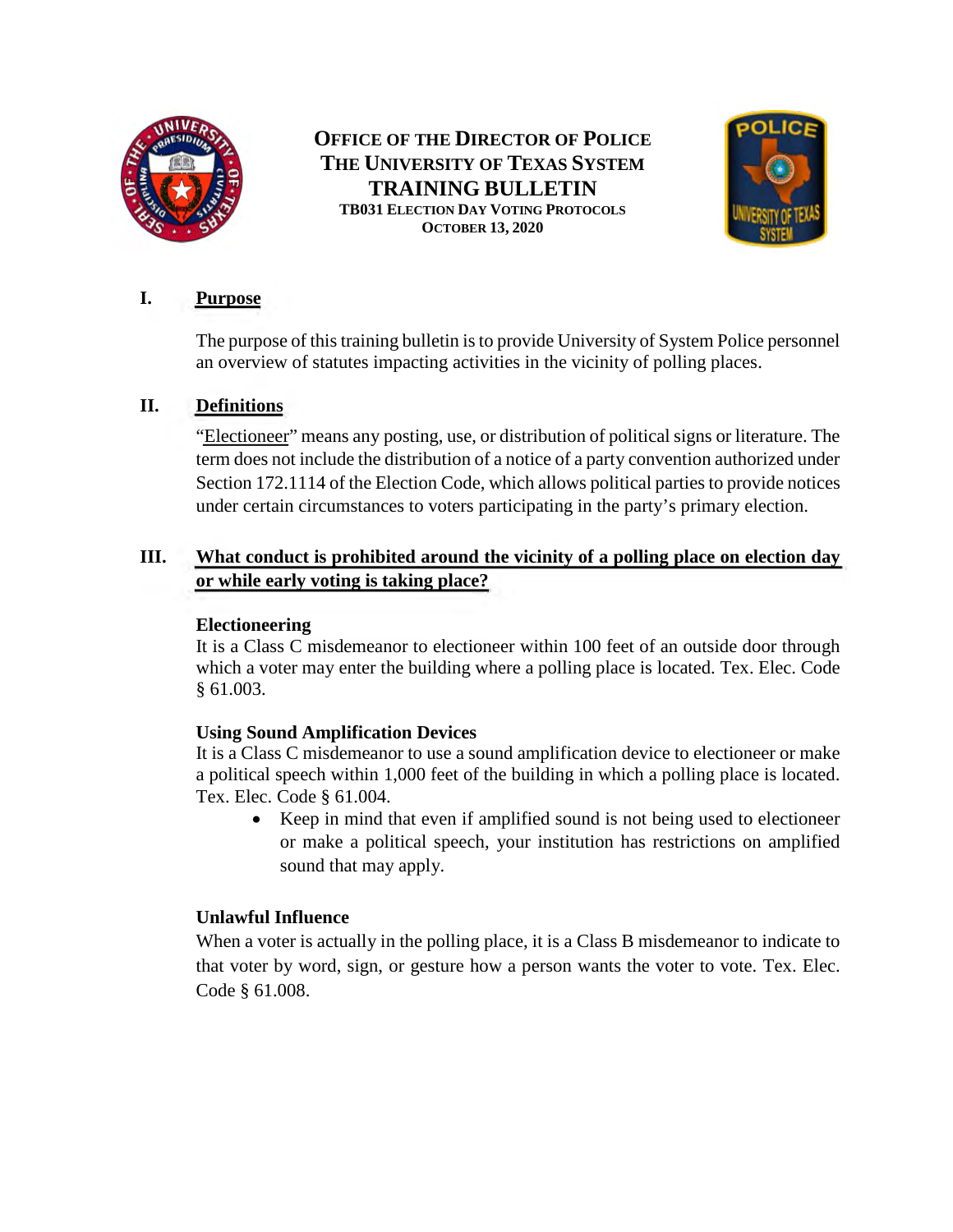**OFFICE OF THE DIRECTOR OF POLICE**
**THE UNIVERSITY OF TEXAS SYSTEM**

# TRAINING BULLETIN

**TB031 ELECTION DAY VOTING PROTOCOLS**
**OCTOBER 13, 2020**

## I. Purpose

The purpose of this training bulletin is to provide University of System Police personnel an overview of statutes impacting activities in the vicinity of polling places.

## II. Definitions

"Electioneer" means any posting, use, or distribution of political signs or literature. The term does not include the distribution of a notice of a party convention authorized under Section 172.1114 of the Election Code, which allows political parties to provide notices under certain circumstances to voters participating in the party's primary election.

## III. What conduct is prohibited around the vicinity of a polling place on election day or while early voting is taking place?

### Electioneering

It is a Class C misdemeanor to electioneer within 100 feet of an outside door through which a voter may enter the building where a polling place is located. Tex. Elec. Code § 61.003.

### Using Sound Amplification Devices

It is a Class C misdemeanor to use a sound amplification device to electioneer or make a political speech within 1,000 feet of the building in which a polling place is located. Tex. Elec. Code § 61.004.

- Keep in mind that even if amplified sound is not being used to electioneer or make a political speech, your institution has restrictions on amplified sound that may apply.

### Unlawful Influence

When a voter is actually in the polling place, it is a Class B misdemeanor to indicate to that voter by word, sign, or gesture how a person wants the voter to vote. Tex. Elec. Code § 61.008.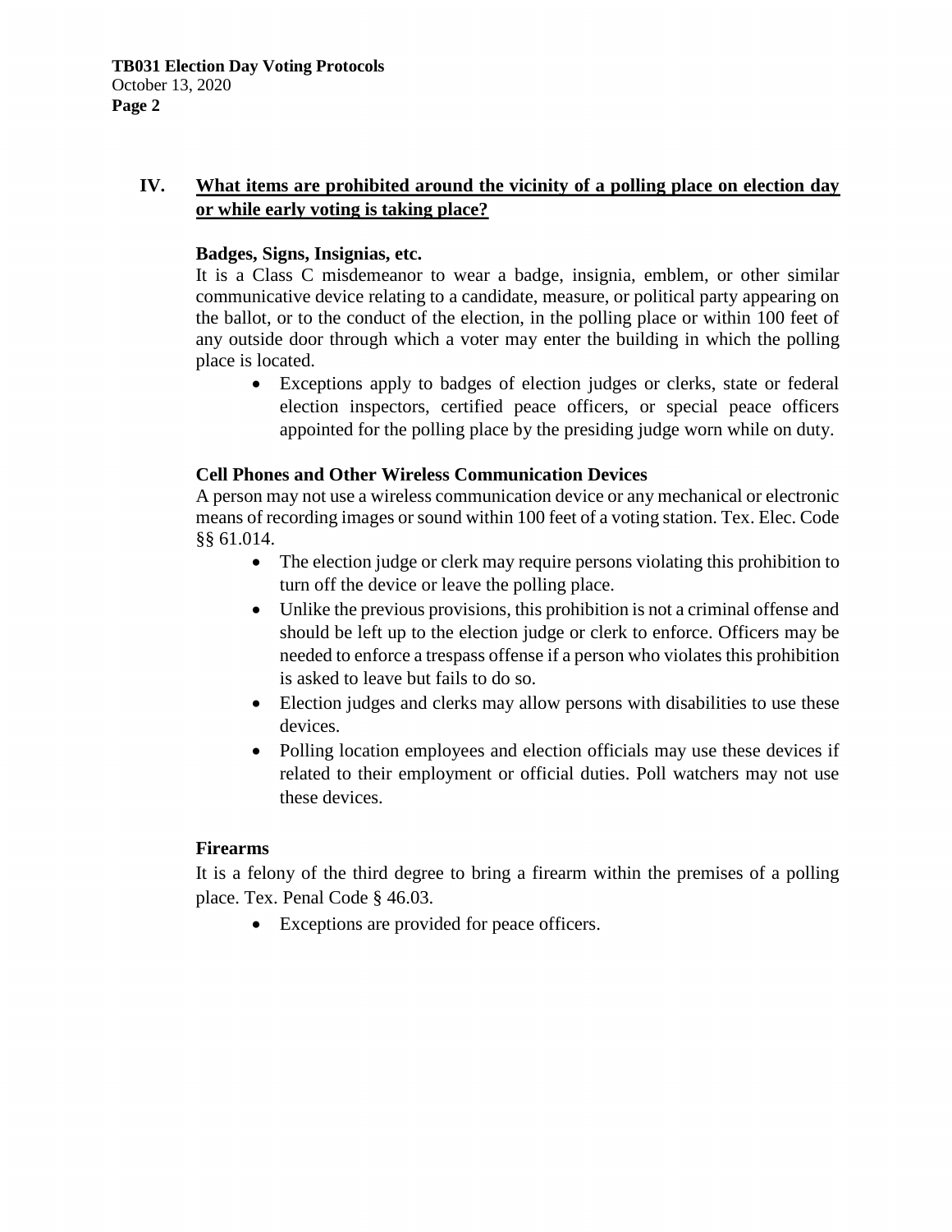## IV. What items are prohibited around the vicinity of a polling place on election day or while early voting is taking place?

**Badges, Signs, Insignias, etc.**

It is a Class C misdemeanor to wear a badge, insignia, emblem, or other similar communicative device relating to a candidate, measure, or political party appearing on the ballot, or to the conduct of the election, in the polling place or within 100 feet of any outside door through which a voter may enter the building in which the polling place is located.

- Exceptions apply to badges of election judges or clerks, state or federal election inspectors, certified peace officers, or special peace officers appointed for the polling place by the presiding judge worn while on duty.

**Cell Phones and Other Wireless Communication Devices**

A person may not use a wireless communication device or any mechanical or electronic means of recording images or sound within 100 feet of a voting station. Tex. Elec. Code §§ 61.014.

- The election judge or clerk may require persons violating this prohibition to turn off the device or leave the polling place.
- Unlike the previous provisions, this prohibition is not a criminal offense and should be left up to the election judge or clerk to enforce. Officers may be needed to enforce a trespass offense if a person who violates this prohibition is asked to leave but fails to do so.
- Election judges and clerks may allow persons with disabilities to use these devices.
- Polling location employees and election officials may use these devices if related to their employment or official duties. Poll watchers may not use these devices.

**Firearms**

It is a felony of the third degree to bring a firearm within the premises of a polling place. Tex. Penal Code § 46.03.

- Exceptions are provided for peace officers.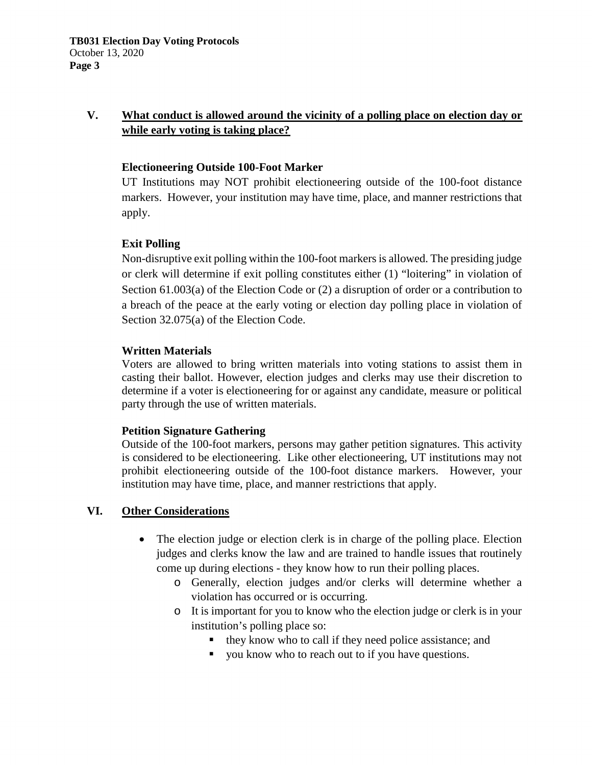## V. What conduct is allowed around the vicinity of a polling place on election day or while early voting is taking place?

### Electioneering Outside 100-Foot Marker

UT Institutions may NOT prohibit electioneering outside of the 100-foot distance markers. However, your institution may have time, place, and manner restrictions that apply.

### Exit Polling

Non-disruptive exit polling within the 100-foot markers is allowed. The presiding judge or clerk will determine if exit polling constitutes either (1) "loitering" in violation of Section 61.003(a) of the Election Code or (2) a disruption of order or a contribution to a breach of the peace at the early voting or election day polling place in violation of Section 32.075(a) of the Election Code.

### Written Materials

Voters are allowed to bring written materials into voting stations to assist them in casting their ballot. However, election judges and clerks may use their discretion to determine if a voter is electioneering for or against any candidate, measure or political party through the use of written materials.

### Petition Signature Gathering

Outside of the 100-foot markers, persons may gather petition signatures. This activity is considered to be electioneering. Like other electioneering, UT institutions may not prohibit electioneering outside of the 100-foot distance markers. However, your institution may have time, place, and manner restrictions that apply.

## VI. Other Considerations

- The election judge or election clerk is in charge of the polling place. Election judges and clerks know the law and are trained to handle issues that routinely come up during elections - they know how to run their polling places.
  - Generally, election judges and/or clerks will determine whether a violation has occurred or is occurring.
  - It is important for you to know who the election judge or clerk is in your institution's polling place so:
    - they know who to call if they need police assistance; and
    - you know who to reach out to if you have questions.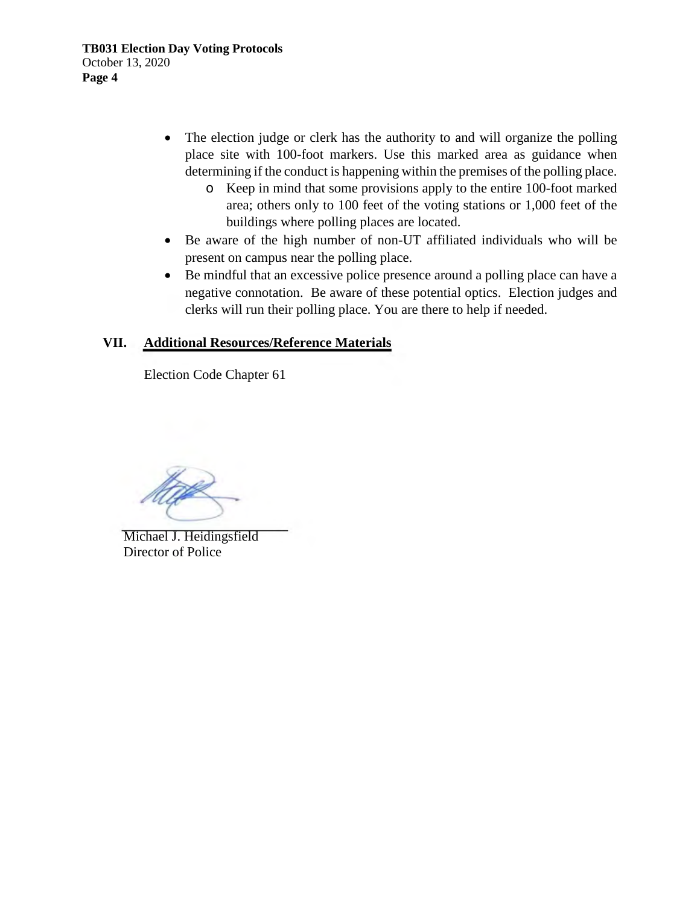- The election judge or clerk has the authority to and will organize the polling place site with 100-foot markers. Use this marked area as guidance when determining if the conduct is happening within the premises of the polling place.
  - Keep in mind that some provisions apply to the entire 100-foot marked area; others only to 100 feet of the voting stations or 1,000 feet of the buildings where polling places are located.
- Be aware of the high number of non-UT affiliated individuals who will be present on campus near the polling place.
- Be mindful that an excessive police presence around a polling place can have a negative connotation. Be aware of these potential optics. Election judges and clerks will run their polling place. You are there to help if needed.

## VII. Additional Resources/Reference Materials

Election Code Chapter 61

Michael J. Heidingsfield
Director of Police